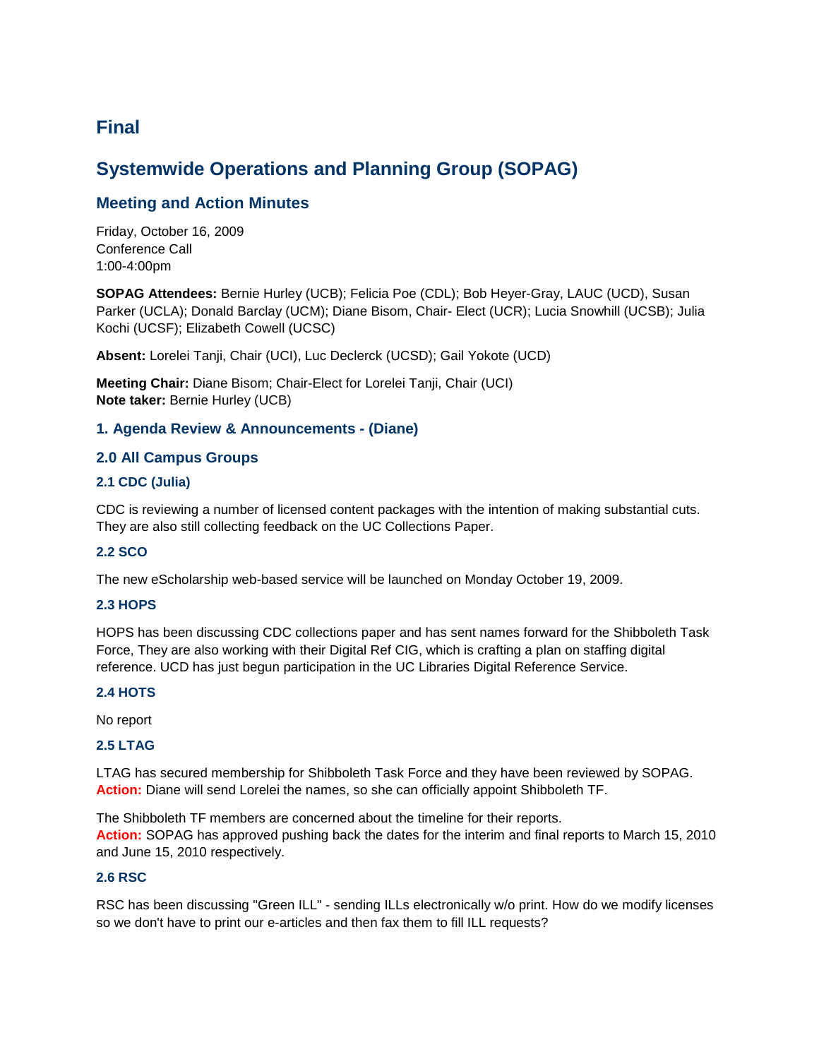## Final

# Systemwide Operations and Planning Group (SOPAG)

## Meeting and Action Minutes

Friday, October 16, 2009
Conference Call
1:00-4:00pm

**SOPAG Attendees:** Bernie Hurley (UCB); Felicia Poe (CDL); Bob Heyer-Gray, LAUC (UCD), Susan Parker (UCLA); Donald Barclay (UCM); Diane Bisom, Chair- Elect (UCR); Lucia Snowhill (UCSB); Julia Kochi (UCSF); Elizabeth Cowell (UCSC)

**Absent:** Lorelei Tanji, Chair (UCI), Luc Declerck (UCSD); Gail Yokote (UCD)

**Meeting Chair:** Diane Bisom; Chair-Elect for Lorelei Tanji, Chair (UCI)
**Note taker:** Bernie Hurley (UCB)

### 1. Agenda Review & Announcements - (Diane)

### 2.0 All Campus Groups

#### 2.1 CDC (Julia)

CDC is reviewing a number of licensed content packages with the intention of making substantial cuts. They are also still collecting feedback on the UC Collections Paper.

#### 2.2 SCO

The new eScholarship web-based service will be launched on Monday October 19, 2009.

#### 2.3 HOPS

HOPS has been discussing CDC collections paper and has sent names forward for the Shibboleth Task Force, They are also working with their Digital Ref CIG, which is crafting a plan on staffing digital reference. UCD has just begun participation in the UC Libraries Digital Reference Service.

#### 2.4 HOTS

No report

#### 2.5 LTAG

LTAG has secured membership for Shibboleth Task Force and they have been reviewed by SOPAG.
**Action:** Diane will send Lorelei the names, so she can officially appoint Shibboleth TF.

The Shibboleth TF members are concerned about the timeline for their reports.
**Action:** SOPAG has approved pushing back the dates for the interim and final reports to March 15, 2010 and June 15, 2010 respectively.

#### 2.6 RSC

RSC has been discussing "Green ILL" - sending ILLs electronically w/o print. How do we modify licenses so we don't have to print our e-articles and then fax them to fill ILL requests?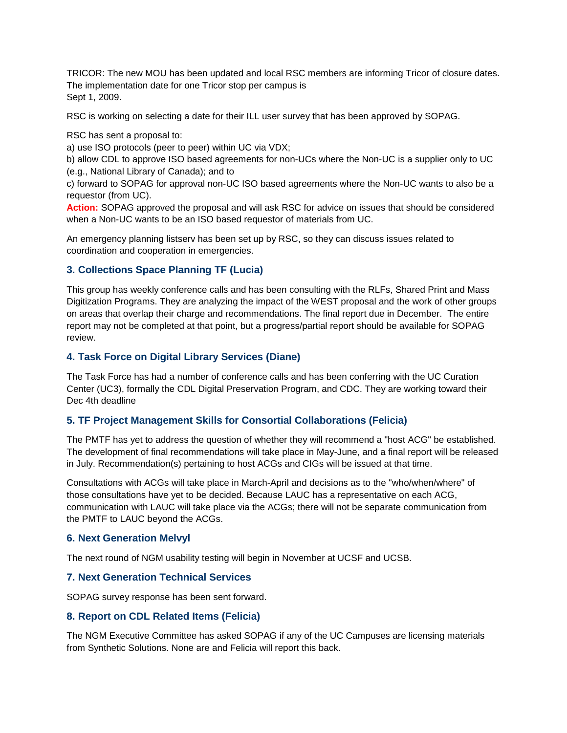TRICOR: The new MOU has been updated and local RSC members are informing Tricor of closure dates. The implementation date for one Tricor stop per campus is
Sept 1, 2009.

RSC is working on selecting a date for their ILL user survey that has been approved by SOPAG.

RSC has sent a proposal to:
a) use ISO protocols (peer to peer) within UC via VDX;
b) allow CDL to approve ISO based agreements for non-UCs where the Non-UC is a supplier only to UC (e.g., National Library of Canada); and to
c) forward to SOPAG for approval non-UC ISO based agreements where the Non-UC wants to also be a requestor (from UC).
**Action:** SOPAG approved the proposal and will ask RSC for advice on issues that should be considered when a Non-UC wants to be an ISO based requestor of materials from UC.

An emergency planning listserv has been set up by RSC, so they can discuss issues related to coordination and cooperation in emergencies.

### 3. Collections Space Planning TF (Lucia)

This group has weekly conference calls and has been consulting with the RLFs, Shared Print and Mass Digitization Programs. They are analyzing the impact of the WEST proposal and the work of other groups on areas that overlap their charge and recommendations. The final report due in December. The entire report may not be completed at that point, but a progress/partial report should be available for SOPAG review.

### 4. Task Force on Digital Library Services (Diane)

The Task Force has had a number of conference calls and has been conferring with the UC Curation Center (UC3), formally the CDL Digital Preservation Program, and CDC. They are working toward their Dec 4th deadline

### 5. TF Project Management Skills for Consortial Collaborations (Felicia)

The PMTF has yet to address the question of whether they will recommend a "host ACG" be established. The development of final recommendations will take place in May-June, and a final report will be released in July. Recommendation(s) pertaining to host ACGs and CIGs will be issued at that time.

Consultations with ACGs will take place in March-April and decisions as to the "who/when/where" of those consultations have yet to be decided. Because LAUC has a representative on each ACG, communication with LAUC will take place via the ACGs; there will not be separate communication from the PMTF to LAUC beyond the ACGs.

### 6. Next Generation Melvyl

The next round of NGM usability testing will begin in November at UCSF and UCSB.

### 7. Next Generation Technical Services

SOPAG survey response has been sent forward.

### 8. Report on CDL Related Items (Felicia)

The NGM Executive Committee has asked SOPAG if any of the UC Campuses are licensing materials from Synthetic Solutions. None are and Felicia will report this back.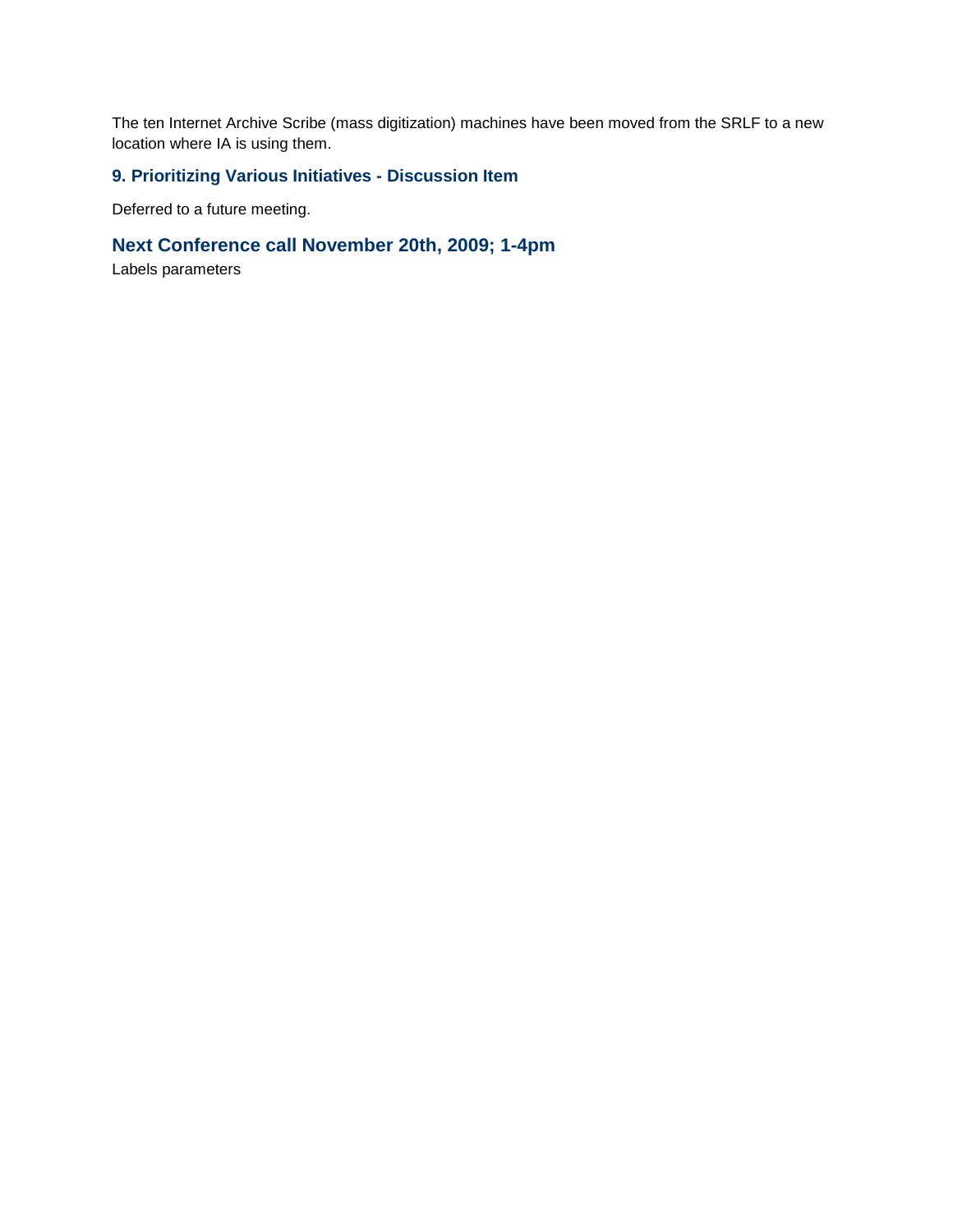The ten Internet Archive Scribe (mass digitization) machines have been moved from the SRLF to a new location where IA is using them.

### 9. Prioritizing Various Initiatives - Discussion Item

Deferred to a future meeting.

## Next Conference call November 20th, 2009; 1-4pm

Labels parameters